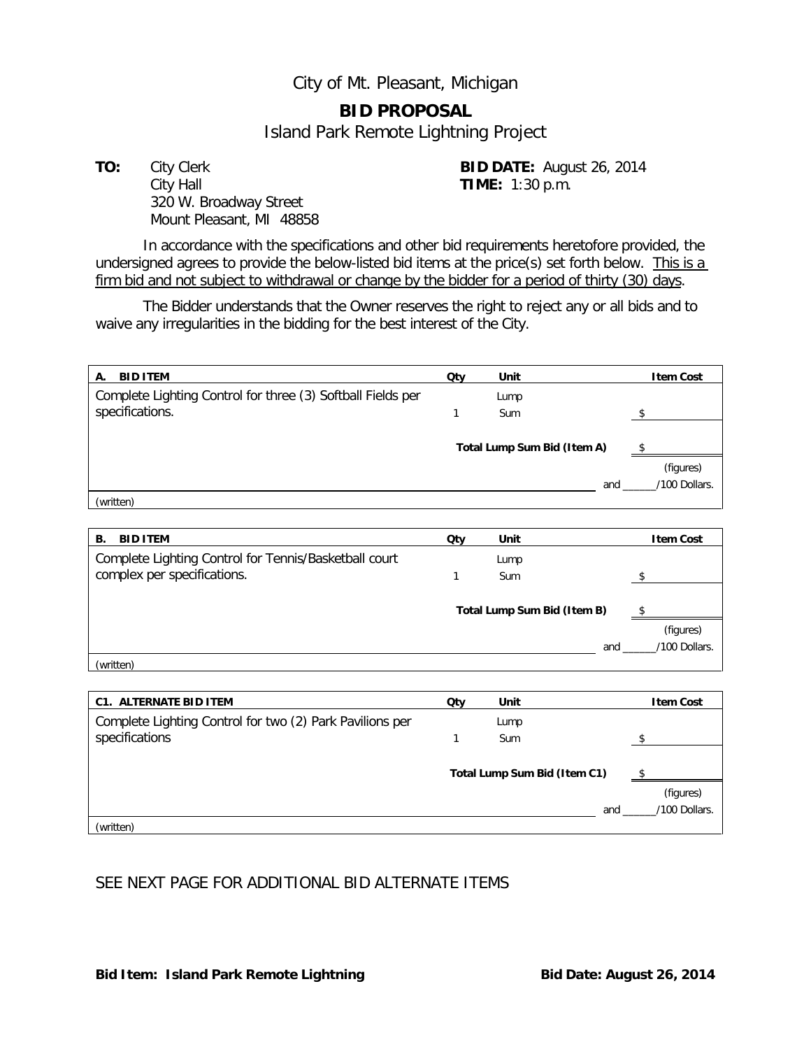City of Mt. Pleasant, Michigan

# BID PROPOSAL

Island Park Remote Lightning Project

**TO:** City Clerk
City Hall
320 W. Broadway Street
Mount Pleasant, MI 48858

**BID DATE:** August 26, 2014
**TIME:** 1:30 p.m.

In accordance with the specifications and other bid requirements heretofore provided, the undersigned agrees to provide the below-listed bid items at the price(s) set forth below. This is a firm bid and not subject to withdrawal or change by the bidder for a period of thirty (30) days.

The Bidder understands that the Owner reserves the right to reject any or all bids and to waive any irregularities in the bidding for the best interest of the City.

| **A. BID ITEM** | **Qty** | **Unit** | **Item Cost** |
|---|---|---|---|
| Complete Lighting Control for three (3) Softball Fields per specifications. | 1 | Lump Sum | $ ________ |
| | | **Total Lump Sum Bid (Item A)** | $ ________ |
| | | | (figures) |
| ______________________________ | | and ______ | /100 Dollars. |
| (written) | | | |

| **B. BID ITEM** | **Qty** | **Unit** | **Item Cost** |
|---|---|---|---|
| Complete Lighting Control for Tennis/Basketball court complex per specifications. | 1 | Lump Sum | $ ________ |
| | | **Total Lump Sum Bid (Item B)** | $ ________ |
| | | | (figures) |
| ______________________________ | | and ______ | /100 Dollars. |
| (written) | | | |

| **C1. ALTERNATE BID ITEM** | **Qty** | **Unit** | **Item Cost** |
|---|---|---|---|
| Complete Lighting Control for two (2) Park Pavilions per specifications | 1 | Lump Sum | $ ________ |
| | | **Total Lump Sum Bid (Item C1)** | $ ________ |
| | | | (figures) |
| ______________________________ | | and ______ | /100 Dollars. |
| (written) | | | |

SEE NEXT PAGE FOR ADDITIONAL BID ALTERNATE ITEMS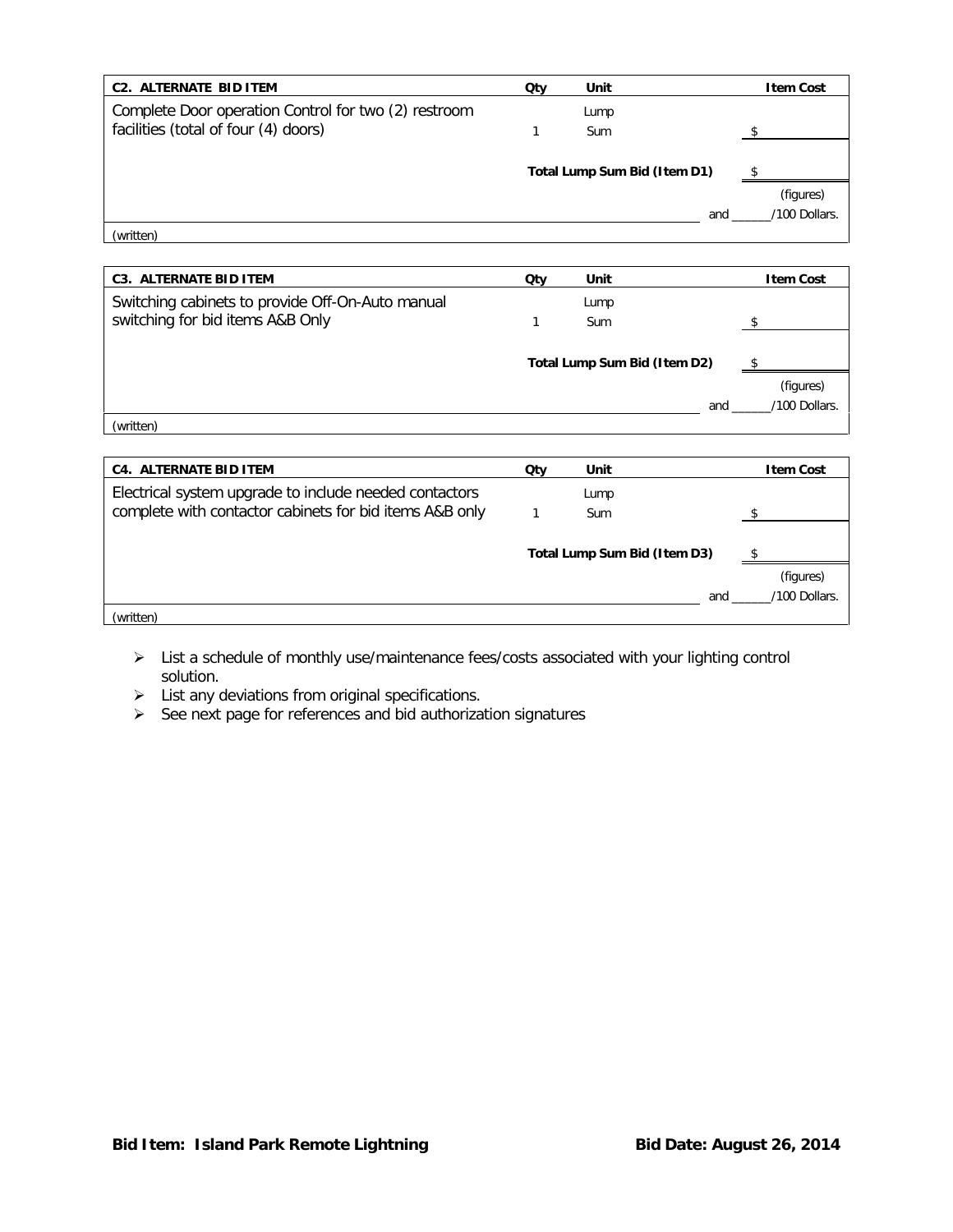| C2. ALTERNATE BID ITEM | Qty | Unit | Item Cost |
|---|---|---|---|
| Complete Door operation Control for two (2) restroom facilities (total of four (4) doors) | 1 | Lump Sum | $ |
| | | Total Lump Sum Bid (Item D1) | $ |
| | | | (figures) |
| | | and ______ | /100 Dollars. |
| (written) | | | |

| C3. ALTERNATE BID ITEM | Qty | Unit | Item Cost |
|---|---|---|---|
| Switching cabinets to provide Off-On-Auto manual switching for bid items A&B Only | 1 | Lump Sum | $ |
| | | Total Lump Sum Bid (Item D2) | $ |
| | | | (figures) |
| | | and ______ | /100 Dollars. |
| (written) | | | |

| C4. ALTERNATE BID ITEM | Qty | Unit | Item Cost |
|---|---|---|---|
| Electrical system upgrade to include needed contactors complete with contactor cabinets for bid items A&B only | 1 | Lump Sum | $ |
| | | Total Lump Sum Bid (Item D3) | $ |
| | | | (figures) |
| | | and ______ | /100 Dollars. |
| (written) | | | |

- List a schedule of monthly use/maintenance fees/costs associated with your lighting control solution.
- List any deviations from original specifications.
- See next page for references and bid authorization signatures

**Bid Item: Island Park Remote Lightning** **Bid Date: August 26, 2014**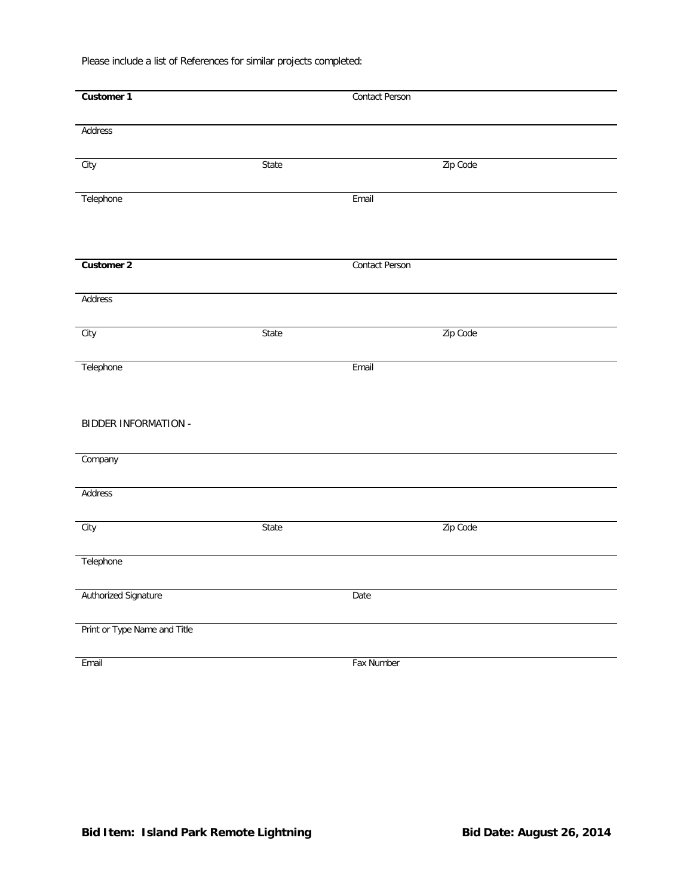Please include a list of References for similar projects completed:

| | |
|---|---|
| **Customer 1** | Contact Person |
| Address | |

| | | |
|---|---|---|
| City | State | Zip Code |

| | |
|---|---|
| Telephone | Email |

| | |
|---|---|
| **Customer 2** | Contact Person |
| Address | |

| | | |
|---|---|---|
| City | State | Zip Code |

| | |
|---|---|
| Telephone | Email |

BIDDER INFORMATION -

| | |
|---|---|
| Company | |
| Address | |

| | | |
|---|---|---|
| City | State | Zip Code |

| | |
|---|---|
| Telephone | |
| Authorized Signature | Date |
| Print or Type Name and Title | |
| Email | Fax Number |

**Bid Item: Island Park Remote Lightning** **Bid Date: August 26, 2014**